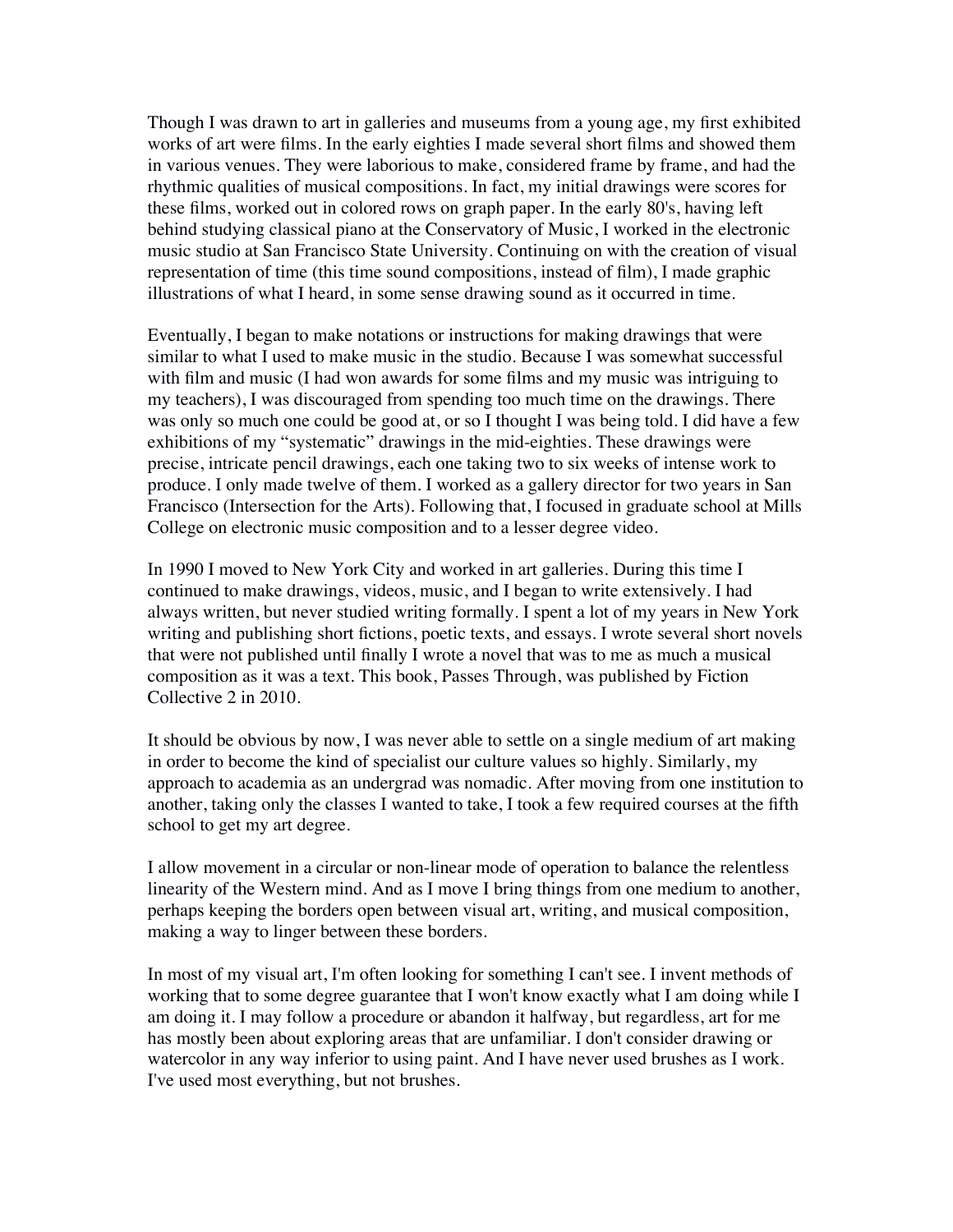Though I was drawn to art in galleries and museums from a young age, my first exhibited works of art were films. In the early eighties I made several short films and showed them in various venues. They were laborious to make, considered frame by frame, and had the rhythmic qualities of musical compositions. In fact, my initial drawings were scores for these films, worked out in colored rows on graph paper. In the early 80's, having left behind studying classical piano at the Conservatory of Music, I worked in the electronic music studio at San Francisco State University. Continuing on with the creation of visual representation of time (this time sound compositions, instead of film), I made graphic illustrations of what I heard, in some sense drawing sound as it occurred in time.

Eventually, I began to make notations or instructions for making drawings that were similar to what I used to make music in the studio. Because I was somewhat successful with film and music (I had won awards for some films and my music was intriguing to my teachers), I was discouraged from spending too much time on the drawings. There was only so much one could be good at, or so I thought I was being told. I did have a few exhibitions of my "systematic" drawings in the mid-eighties. These drawings were precise, intricate pencil drawings, each one taking two to six weeks of intense work to produce. I only made twelve of them. I worked as a gallery director for two years in San Francisco (Intersection for the Arts). Following that, I focused in graduate school at Mills College on electronic music composition and to a lesser degree video.

In 1990 I moved to New York City and worked in art galleries. During this time I continued to make drawings, videos, music, and I began to write extensively. I had always written, but never studied writing formally. I spent a lot of my years in New York writing and publishing short fictions, poetic texts, and essays. I wrote several short novels that were not published until finally I wrote a novel that was to me as much a musical composition as it was a text. This book, Passes Through, was published by Fiction Collective 2 in 2010.

It should be obvious by now, I was never able to settle on a single medium of art making in order to become the kind of specialist our culture values so highly. Similarly, my approach to academia as an undergrad was nomadic. After moving from one institution to another, taking only the classes I wanted to take, I took a few required courses at the fifth school to get my art degree.

I allow movement in a circular or non-linear mode of operation to balance the relentless linearity of the Western mind. And as I move I bring things from one medium to another, perhaps keeping the borders open between visual art, writing, and musical composition, making a way to linger between these borders.

In most of my visual art, I'm often looking for something I can't see. I invent methods of working that to some degree guarantee that I won't know exactly what I am doing while I am doing it. I may follow a procedure or abandon it halfway, but regardless, art for me has mostly been about exploring areas that are unfamiliar. I don't consider drawing or watercolor in any way inferior to using paint. And I have never used brushes as I work. I've used most everything, but not brushes.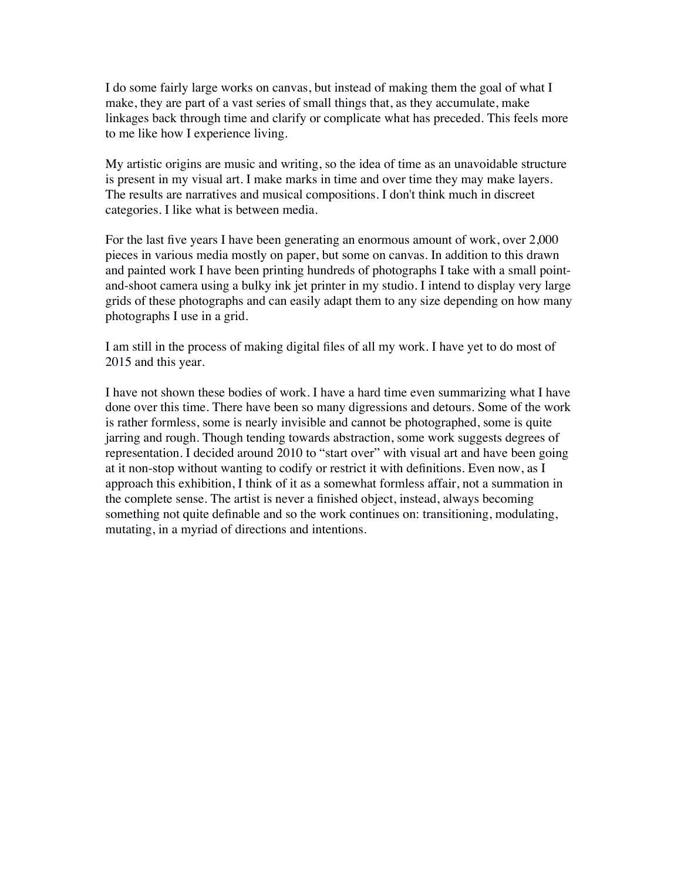I do some fairly large works on canvas, but instead of making them the goal of what I make, they are part of a vast series of small things that, as they accumulate, make linkages back through time and clarify or complicate what has preceded. This feels more to me like how I experience living.

My artistic origins are music and writing, so the idea of time as an unavoidable structure is present in my visual art. I make marks in time and over time they may make layers. The results are narratives and musical compositions. I don't think much in discreet categories. I like what is between media.

For the last five years I have been generating an enormous amount of work, over 2,000 pieces in various media mostly on paper, but some on canvas. In addition to this drawn and painted work I have been printing hundreds of photographs I take with a small point-and-shoot camera using a bulky ink jet printer in my studio. I intend to display very large grids of these photographs and can easily adapt them to any size depending on how many photographs I use in a grid.

I am still in the process of making digital files of all my work. I have yet to do most of 2015 and this year.

I have not shown these bodies of work. I have a hard time even summarizing what I have done over this time. There have been so many digressions and detours. Some of the work is rather formless, some is nearly invisible and cannot be photographed, some is quite jarring and rough. Though tending towards abstraction, some work suggests degrees of representation. I decided around 2010 to “start over” with visual art and have been going at it non-stop without wanting to codify or restrict it with definitions. Even now, as I approach this exhibition, I think of it as a somewhat formless affair, not a summation in the complete sense. The artist is never a finished object, instead, always becoming something not quite definable and so the work continues on: transitioning, modulating, mutating, in a myriad of directions and intentions.